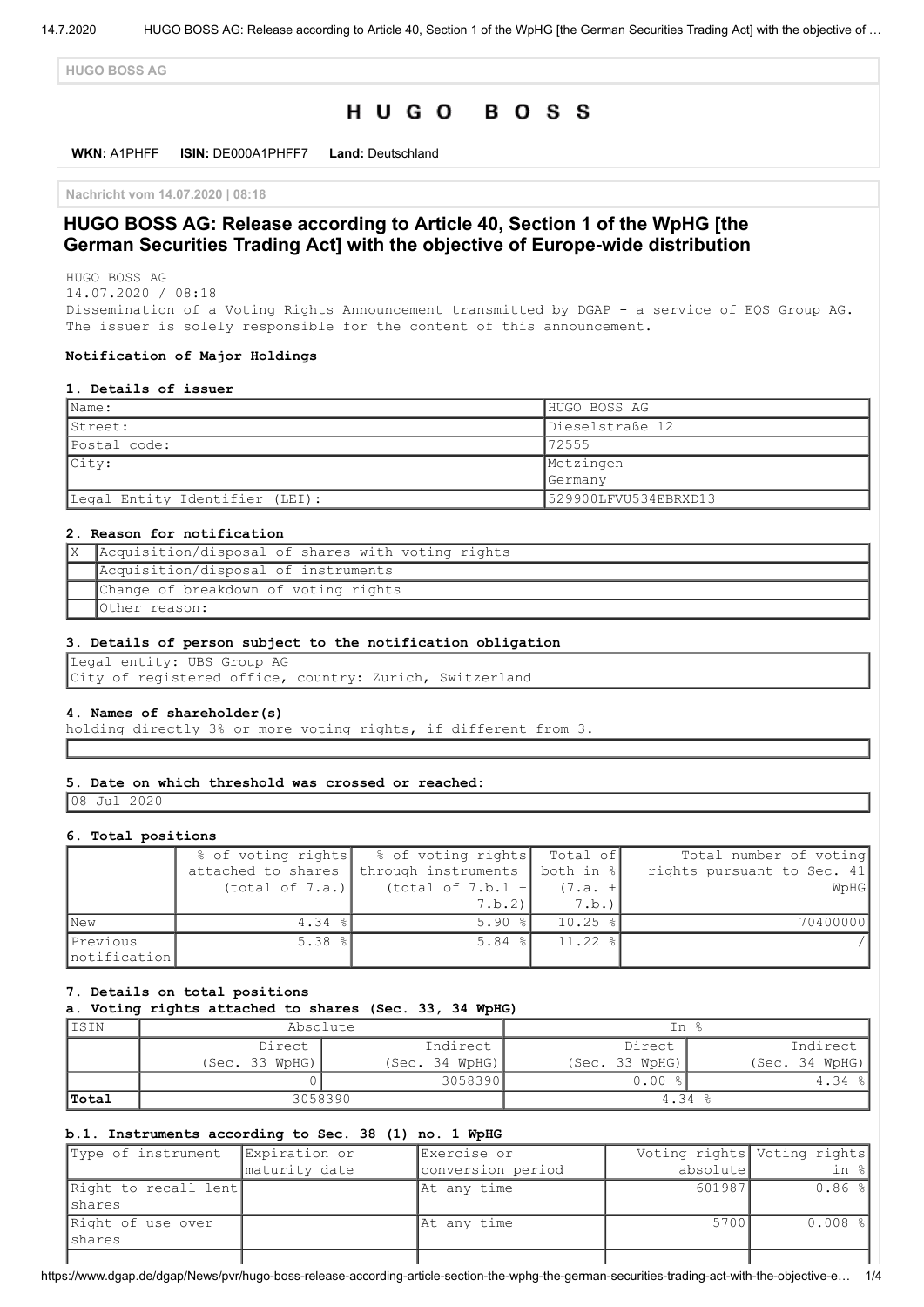HUGO BOSS AG

# HUGO BOSS

**WKN:** A1PHFF **ISIN:** DE000A1PHFF7 **Land:** Deutschland

**Nachricht vom 14.07.2020 | 08:18**

## HUGO BOSS AG: Release according to Article 40, Section 1 of the WpHG [the German Securities Trading Act] with the objective of Europe-wide distribution

HUGO BOSS AG
14.07.2020 / 08:18
Dissemination of a Voting Rights Announcement transmitted by DGAP - a service of EQS Group AG.
The issuer is solely responsible for the content of this announcement.

**Notification of Major Holdings**

**1. Details of issuer**

| | |
|---|---|
| Name: | HUGO BOSS AG |
| Street: | Dieselstraße 12 |
| Postal code: | 72555 |
| City: | Metzingen<br>Germany |
| Legal Entity Identifier (LEI): | 529900LFVU534EBRXD13 |

**2. Reason for notification**

| | |
|---|---|
| X | Acquisition/disposal of shares with voting rights |
| | Acquisition/disposal of instruments |
| | Change of breakdown of voting rights |
| | Other reason: |

**3. Details of person subject to the notification obligation**

Legal entity: UBS Group AG
City of registered office, country: Zurich, Switzerland

**4. Names of shareholder(s)**
holding directly 3% or more voting rights, if different from 3.

**5. Date on which threshold was crossed or reached:**

08 Jul 2020

**6. Total positions**

| | % of voting rights attached to shares (total of 7.a.) | % of voting rights through instruments (total of 7.b.1 + 7.b.2) | Total of both in % (7.a. + 7.b.) | Total number of voting rights pursuant to Sec. 41 WpHG |
|---|---|---|---|---|
| New | 4.34 % | 5.90 % | 10.25 % | 70400000 |
| Previous notification | 5.38 % | 5.84 % | 11.22 % | / |

**7. Details on total positions**
**a. Voting rights attached to shares (Sec. 33, 34 WpHG)**

| ISIN | Absolute | | In % | |
|---|---|---|---|---|
| | Direct (Sec. 33 WpHG) | Indirect (Sec. 34 WpHG) | Direct (Sec. 33 WpHG) | Indirect (Sec. 34 WpHG) |
| | 0 | 3058390 | 0.00 % | 4.34 % |
| **Total** | 3058390 | | 4.34 % | |

**b.1. Instruments according to Sec. 38 (1) no. 1 WpHG**

| Type of instrument | Expiration or maturity date | Exercise or conversion period | Voting rights absolute | Voting rights in % |
|---|---|---|---|---|
| Right to recall lent shares | | At any time | 601987 | 0.86 % |
| Right of use over shares | | At any time | 5700 | 0.008 % |
| | | | | |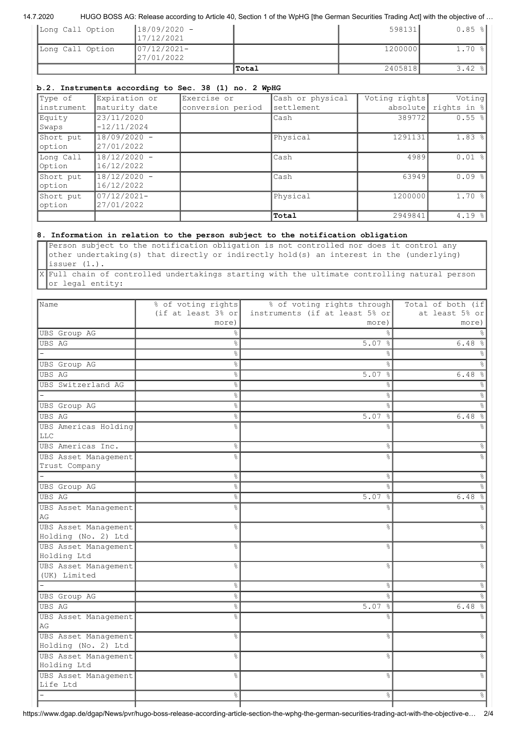| | | | | |
|---|---|---|---|---|
| Long Call Option | 18/09/2020 - 17/12/2021 | | 598131 | 0.85 % |
| Long Call Option | 07/12/2021-27/01/2022 | | 1200000 | 1.70 % |
| | | **Total** | 2405818 | 3.42 % |

**b.2. Instruments according to Sec. 38 (1) no. 2 WpHG**

| Type of instrument | Expiration or maturity date | Exercise or conversion period | Cash or physical settlement | Voting rights absolute | Voting rights in % |
|---|---|---|---|---|---|
| Equity Swaps | 23/11/2020 -12/11/2024 | | Cash | 389772 | 0.55 % |
| Short put option | 18/09/2020 - 27/01/2022 | | Physical | 1291131 | 1.83 % |
| Long Call Option | 18/12/2020 - 16/12/2022 | | Cash | 4989 | 0.01 % |
| Short put option | 18/12/2020 - 16/12/2022 | | Cash | 63949 | 0.09 % |
| Short put option | 07/12/2021-27/01/2022 | | Physical | 1200000 | 1.70 % |
| | | | **Total** | 2949841 | 4.19 % |

**8. Information in relation to the person subject to the notification obligation**

| | |
|---|---|
| | Person subject to the notification obligation is not controlled nor does it control any other undertaking(s) that directly or indirectly hold(s) an interest in the (underlying) issuer (1.). |
| X | Full chain of controlled undertakings starting with the ultimate controlling natural person or legal entity: |

| Name | % of voting rights (if at least 3% or more) | % of voting rights through instruments (if at least 5% or more) | Total of both (if at least 5% or more) |
|---|---|---|---|
| UBS Group AG | % | % | % |
| UBS AG | % | 5.07 % | 6.48 % |
| - | % | % | % |
| UBS Group AG | % | % | % |
| UBS AG | % | 5.07 % | 6.48 % |
| UBS Switzerland AG | % | % | % |
| - | % | % | % |
| UBS Group AG | % | % | % |
| UBS AG | % | 5.07 % | 6.48 % |
| UBS Americas Holding LLC | % | % | % |
| UBS Americas Inc. | % | % | % |
| UBS Asset Management Trust Company | % | % | % |
| - | % | % | % |
| UBS Group AG | % | % | % |
| UBS AG | % | 5.07 % | 6.48 % |
| UBS Asset Management AG | % | % | % |
| UBS Asset Management Holding (No. 2) Ltd | % | % | % |
| UBS Asset Management Holding Ltd | % | % | % |
| UBS Asset Management (UK) Limited | % | % | % |
| - | % | % | % |
| UBS Group AG | % | % | % |
| UBS AG | % | 5.07 % | 6.48 % |
| UBS Asset Management AG | % | % | % |
| UBS Asset Management Holding (No. 2) Ltd | % | % | % |
| UBS Asset Management Holding Ltd | % | % | % |
| UBS Asset Management Life Ltd | % | % | % |
| - | % | % | % |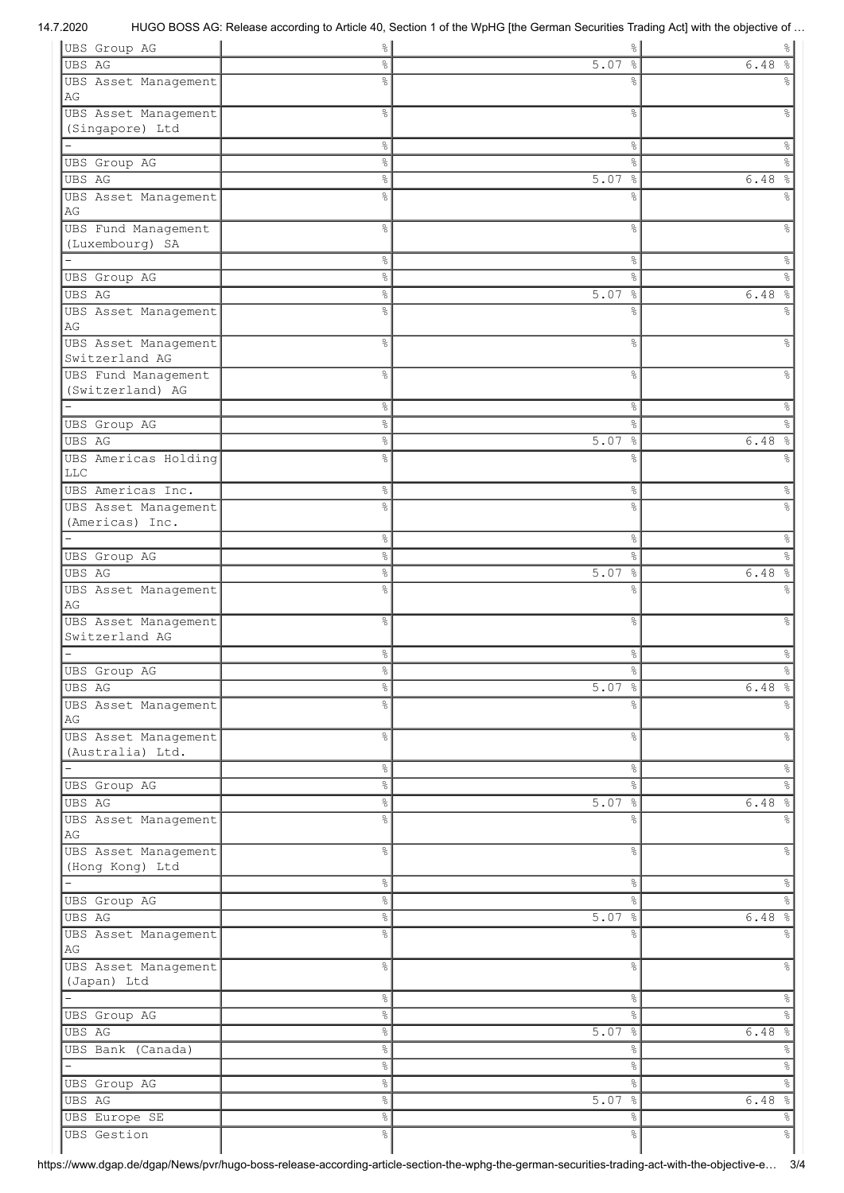| | | | |
|---|---|---|---|
| UBS Group AG | % | % | % |
| UBS AG | % | 5.07 % | 6.48 % |
| UBS Asset Management AG | % | % | % |
| UBS Asset Management (Singapore) Ltd | % | % | % |
| - | % | % | % |
| UBS Group AG | % | % | % |
| UBS AG | % | 5.07 % | 6.48 % |
| UBS Asset Management AG | % | % | % |
| UBS Fund Management (Luxembourg) SA | % | % | % |
| - | % | % | % |
| UBS Group AG | % | % | % |
| UBS AG | % | 5.07 % | 6.48 % |
| UBS Asset Management AG | % | % | % |
| UBS Asset Management Switzerland AG | % | % | % |
| UBS Fund Management (Switzerland) AG | % | % | % |
| - | % | % | % |
| UBS Group AG | % | % | % |
| UBS AG | % | 5.07 % | 6.48 % |
| UBS Americas Holding LLC | % | % | % |
| UBS Americas Inc. | % | % | % |
| UBS Asset Management (Americas) Inc. | % | % | % |
| - | % | % | % |
| UBS Group AG | % | % | % |
| UBS AG | % | 5.07 % | 6.48 % |
| UBS Asset Management AG | % | % | % |
| UBS Asset Management Switzerland AG | % | % | % |
| - | % | % | % |
| UBS Group AG | % | % | % |
| UBS AG | % | 5.07 % | 6.48 % |
| UBS Asset Management AG | % | % | % |
| UBS Asset Management (Australia) Ltd. | % | % | % |
| - | % | % | % |
| UBS Group AG | % | % | % |
| UBS AG | % | 5.07 % | 6.48 % |
| UBS Asset Management AG | % | % | % |
| UBS Asset Management (Hong Kong) Ltd | % | % | % |
| - | % | % | % |
| UBS Group AG | % | % | % |
| UBS AG | % | 5.07 % | 6.48 % |
| UBS Asset Management AG | % | % | % |
| UBS Asset Management (Japan) Ltd | % | % | % |
| - | % | % | % |
| UBS Group AG | % | % | % |
| UBS AG | % | 5.07 % | 6.48 % |
| UBS Bank (Canada) | % | % | % |
| - | % | % | % |
| UBS Group AG | % | % | % |
| UBS AG | % | 5.07 % | 6.48 % |
| UBS Europe SE | % | % | % |
| UBS Gestion | % | % | % |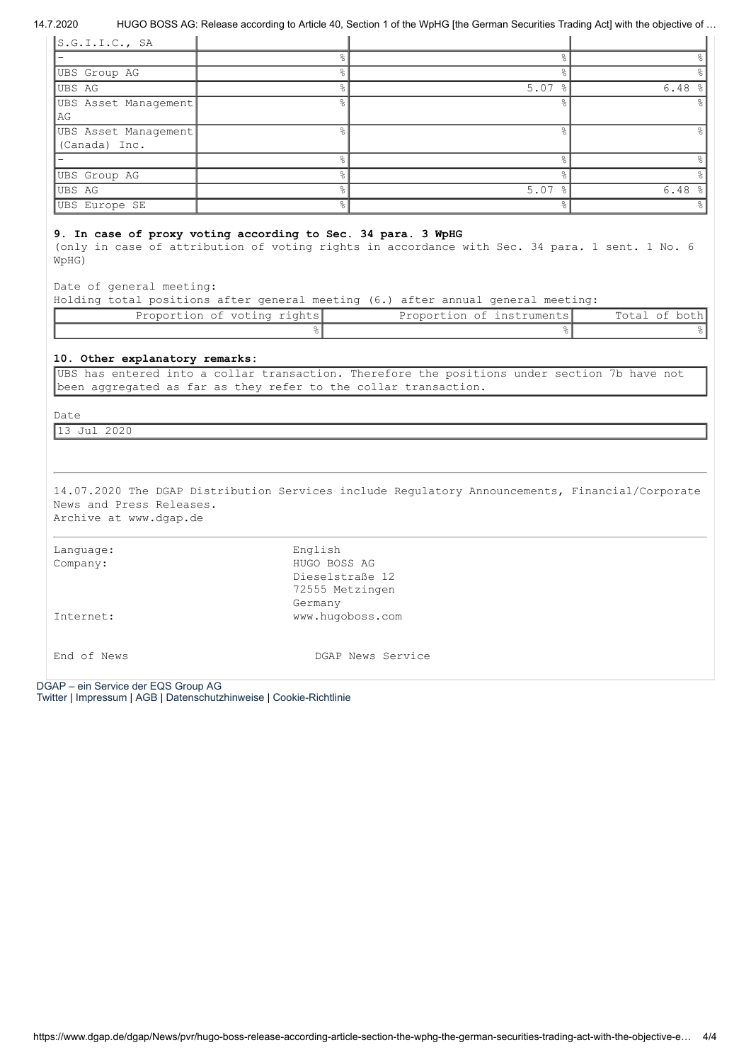| | | | |
|---|---|---|---|
| S.G.I.I.C., SA | | | |
| - | % | % | % |
| UBS Group AG | % | % | % |
| UBS AG | % | 5.07 % | 6.48 % |
| UBS Asset Management AG | % | % | % |
| UBS Asset Management (Canada) Inc. | % | % | % |
| - | % | % | % |
| UBS Group AG | % | % | % |
| UBS AG | % | 5.07 % | 6.48 % |
| UBS Europe SE | % | % | % |

**9. In case of proxy voting according to Sec. 34 para. 3 WpHG**
(only in case of attribution of voting rights in accordance with Sec. 34 para. 1 sent. 1 No. 6 WpHG)

Date of general meeting:
Holding total positions after general meeting (6.) after annual general meeting:

| Proportion of voting rights | Proportion of instruments | Total of both |
|---|---|---|
| % | % | % |

**10. Other explanatory remarks:**

UBS has entered into a collar transaction. Therefore the positions under section 7b have not been aggregated as far as they refer to the collar transaction.

Date

13 Jul 2020

---

14.07.2020 The DGAP Distribution Services include Regulatory Announcements, Financial/Corporate News and Press Releases.
Archive at www.dgap.de

---

| | |
|---|---|
| Language: | English |
| Company: | HUGO BOSS AG<br>Dieselstraße 12<br>72555 Metzingen<br>Germany |
| Internet: | www.hugoboss.com |

End of News DGAP News Service

DGAP – ein Service der EQS Group AG
Twitter | Impressum | AGB | Datenschutzhinweise | Cookie-Richtlinie